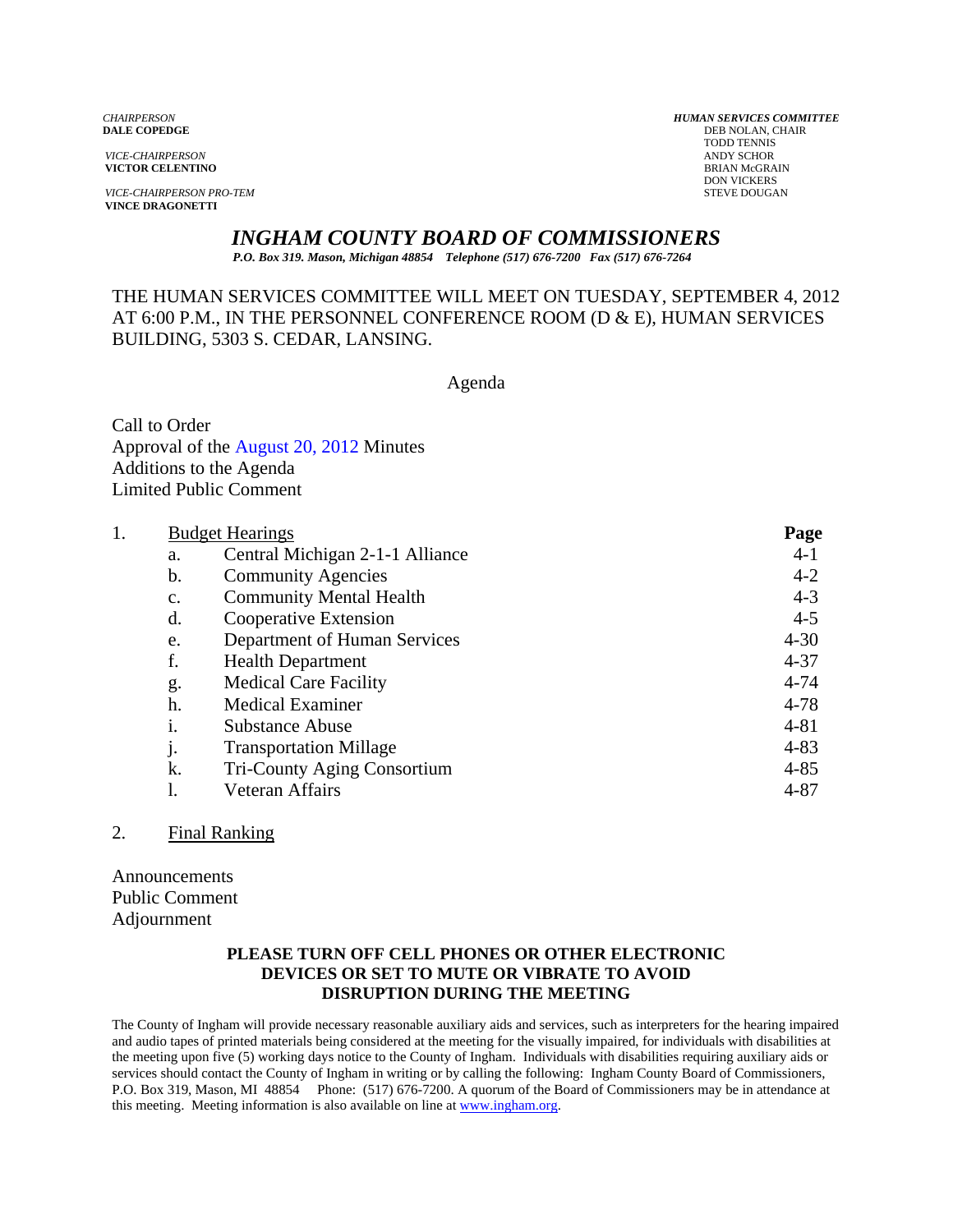*CHAIRPERSON*
**DALE COPEDGE**

*VICE-CHAIRPERSON*
**VICTOR CELENTINO**

*VICE-CHAIRPERSON PRO-TEM*
**VINCE DRAGONETTI**

***HUMAN SERVICES COMMITTEE***
DEB NOLAN, CHAIR
TODD TENNIS
ANDY SCHOR
BRIAN McGRAIN
DON VICKERS
STEVE DOUGAN

# *INGHAM COUNTY BOARD OF COMMISSIONERS*

***P.O. Box 319. Mason, Michigan 48854 Telephone (517) 676-7200 Fax (517) 676-7264***

THE HUMAN SERVICES COMMITTEE WILL MEET ON TUESDAY, SEPTEMBER 4, 2012 AT 6:00 P.M., IN THE PERSONNEL CONFERENCE ROOM (D & E), HUMAN SERVICES BUILDING, 5303 S. CEDAR, LANSING.

Agenda

Call to Order
Approval of the August 20, 2012 Minutes
Additions to the Agenda
Limited Public Comment

| | | | Page |
|---|---|---|---|
| 1. | Budget Hearings | | |
| | a. | Central Michigan 2-1-1 Alliance | 4-1 |
| | b. | Community Agencies | 4-2 |
| | c. | Community Mental Health | 4-3 |
| | d. | Cooperative Extension | 4-5 |
| | e. | Department of Human Services | 4-30 |
| | f. | Health Department | 4-37 |
| | g. | Medical Care Facility | 4-74 |
| | h. | Medical Examiner | 4-78 |
| | i. | Substance Abuse | 4-81 |
| | j. | Transportation Millage | 4-83 |
| | k. | Tri-County Aging Consortium | 4-85 |
| | l. | Veteran Affairs | 4-87 |

2. Final Ranking

Announcements
Public Comment
Adjournment

**PLEASE TURN OFF CELL PHONES OR OTHER ELECTRONIC DEVICES OR SET TO MUTE OR VIBRATE TO AVOID DISRUPTION DURING THE MEETING**

The County of Ingham will provide necessary reasonable auxiliary aids and services, such as interpreters for the hearing impaired and audio tapes of printed materials being considered at the meeting for the visually impaired, for individuals with disabilities at the meeting upon five (5) working days notice to the County of Ingham. Individuals with disabilities requiring auxiliary aids or services should contact the County of Ingham in writing or by calling the following: Ingham County Board of Commissioners, P.O. Box 319, Mason, MI 48854 Phone: (517) 676-7200. A quorum of the Board of Commissioners may be in attendance at this meeting. Meeting information is also available on line at www.ingham.org.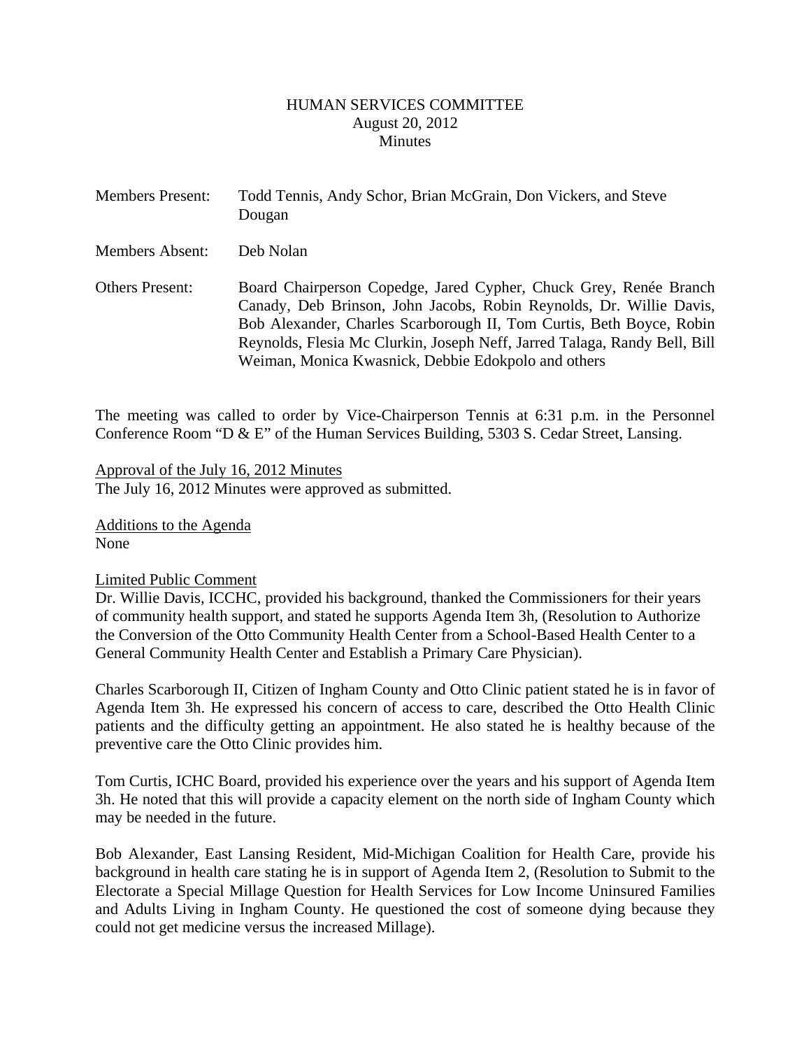HUMAN SERVICES COMMITTEE
August 20, 2012
Minutes

Members Present: Todd Tennis, Andy Schor, Brian McGrain, Don Vickers, and Steve Dougan

Members Absent: Deb Nolan

Others Present: Board Chairperson Copedge, Jared Cypher, Chuck Grey, Renée Branch Canady, Deb Brinson, John Jacobs, Robin Reynolds, Dr. Willie Davis, Bob Alexander, Charles Scarborough II, Tom Curtis, Beth Boyce, Robin Reynolds, Flesia Mc Clurkin, Joseph Neff, Jarred Talaga, Randy Bell, Bill Weiman, Monica Kwasnick, Debbie Edokpolo and others

The meeting was called to order by Vice-Chairperson Tennis at 6:31 p.m. in the Personnel Conference Room "D & E" of the Human Services Building, 5303 S. Cedar Street, Lansing.

Approval of the July 16, 2012 Minutes
The July 16, 2012 Minutes were approved as submitted.

Additions to the Agenda
None

Limited Public Comment
Dr. Willie Davis, ICCHC, provided his background, thanked the Commissioners for their years of community health support, and stated he supports Agenda Item 3h, (Resolution to Authorize the Conversion of the Otto Community Health Center from a School-Based Health Center to a General Community Health Center and Establish a Primary Care Physician).

Charles Scarborough II, Citizen of Ingham County and Otto Clinic patient stated he is in favor of Agenda Item 3h. He expressed his concern of access to care, described the Otto Health Clinic patients and the difficulty getting an appointment. He also stated he is healthy because of the preventive care the Otto Clinic provides him.

Tom Curtis, ICHC Board, provided his experience over the years and his support of Agenda Item 3h. He noted that this will provide a capacity element on the north side of Ingham County which may be needed in the future.

Bob Alexander, East Lansing Resident, Mid-Michigan Coalition for Health Care, provide his background in health care stating he is in support of Agenda Item 2, (Resolution to Submit to the Electorate a Special Millage Question for Health Services for Low Income Uninsured Families and Adults Living in Ingham County. He questioned the cost of someone dying because they could not get medicine versus the increased Millage).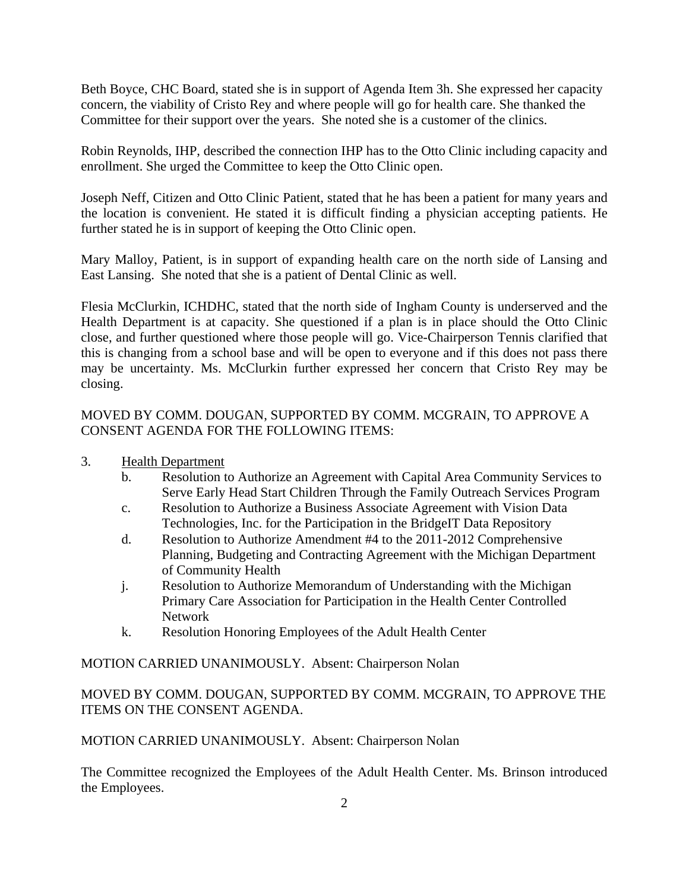Beth Boyce, CHC Board, stated she is in support of Agenda Item 3h. She expressed her capacity concern, the viability of Cristo Rey and where people will go for health care. She thanked the Committee for their support over the years. She noted she is a customer of the clinics.

Robin Reynolds, IHP, described the connection IHP has to the Otto Clinic including capacity and enrollment. She urged the Committee to keep the Otto Clinic open.

Joseph Neff, Citizen and Otto Clinic Patient, stated that he has been a patient for many years and the location is convenient. He stated it is difficult finding a physician accepting patients. He further stated he is in support of keeping the Otto Clinic open.

Mary Malloy, Patient, is in support of expanding health care on the north side of Lansing and East Lansing. She noted that she is a patient of Dental Clinic as well.

Flesia McClurkin, ICHDHC, stated that the north side of Ingham County is underserved and the Health Department is at capacity. She questioned if a plan is in place should the Otto Clinic close, and further questioned where those people will go. Vice-Chairperson Tennis clarified that this is changing from a school base and will be open to everyone and if this does not pass there may be uncertainty. Ms. McClurkin further expressed her concern that Cristo Rey may be closing.

MOVED BY COMM. DOUGAN, SUPPORTED BY COMM. MCGRAIN, TO APPROVE A CONSENT AGENDA FOR THE FOLLOWING ITEMS:

3. Health Department
   - b. Resolution to Authorize an Agreement with Capital Area Community Services to Serve Early Head Start Children Through the Family Outreach Services Program
   - c. Resolution to Authorize a Business Associate Agreement with Vision Data Technologies, Inc. for the Participation in the BridgeIT Data Repository
   - d. Resolution to Authorize Amendment #4 to the 2011-2012 Comprehensive Planning, Budgeting and Contracting Agreement with the Michigan Department of Community Health
   - j. Resolution to Authorize Memorandum of Understanding with the Michigan Primary Care Association for Participation in the Health Center Controlled Network
   - k. Resolution Honoring Employees of the Adult Health Center

MOTION CARRIED UNANIMOUSLY. Absent: Chairperson Nolan

MOVED BY COMM. DOUGAN, SUPPORTED BY COMM. MCGRAIN, TO APPROVE THE ITEMS ON THE CONSENT AGENDA.

MOTION CARRIED UNANIMOUSLY. Absent: Chairperson Nolan

The Committee recognized the Employees of the Adult Health Center. Ms. Brinson introduced the Employees.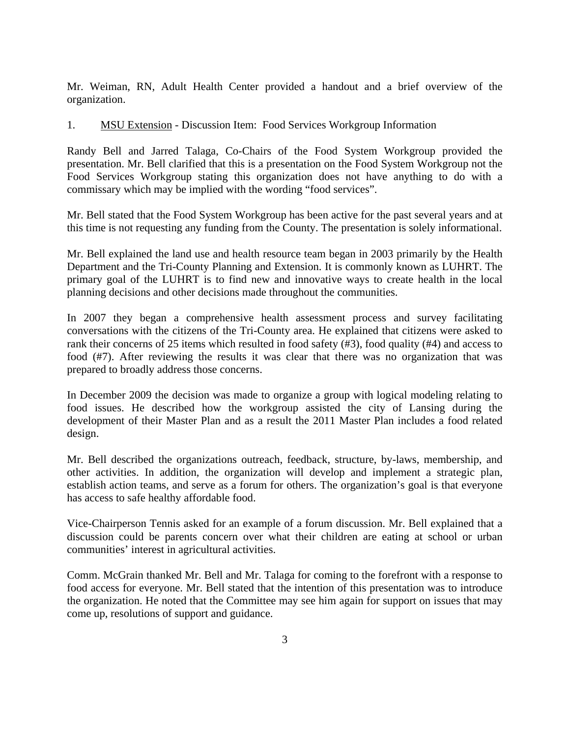Mr. Weiman, RN, Adult Health Center provided a handout and a brief overview of the organization.

1. MSU Extension - Discussion Item: Food Services Workgroup Information

Randy Bell and Jarred Talaga, Co-Chairs of the Food System Workgroup provided the presentation. Mr. Bell clarified that this is a presentation on the Food System Workgroup not the Food Services Workgroup stating this organization does not have anything to do with a commissary which may be implied with the wording "food services".

Mr. Bell stated that the Food System Workgroup has been active for the past several years and at this time is not requesting any funding from the County. The presentation is solely informational.

Mr. Bell explained the land use and health resource team began in 2003 primarily by the Health Department and the Tri-County Planning and Extension. It is commonly known as LUHRT. The primary goal of the LUHRT is to find new and innovative ways to create health in the local planning decisions and other decisions made throughout the communities.

In 2007 they began a comprehensive health assessment process and survey facilitating conversations with the citizens of the Tri-County area. He explained that citizens were asked to rank their concerns of 25 items which resulted in food safety (#3), food quality (#4) and access to food (#7). After reviewing the results it was clear that there was no organization that was prepared to broadly address those concerns.

In December 2009 the decision was made to organize a group with logical modeling relating to food issues. He described how the workgroup assisted the city of Lansing during the development of their Master Plan and as a result the 2011 Master Plan includes a food related design.

Mr. Bell described the organizations outreach, feedback, structure, by-laws, membership, and other activities. In addition, the organization will develop and implement a strategic plan, establish action teams, and serve as a forum for others. The organization's goal is that everyone has access to safe healthy affordable food.

Vice-Chairperson Tennis asked for an example of a forum discussion. Mr. Bell explained that a discussion could be parents concern over what their children are eating at school or urban communities' interest in agricultural activities.

Comm. McGrain thanked Mr. Bell and Mr. Talaga for coming to the forefront with a response to food access for everyone. Mr. Bell stated that the intention of this presentation was to introduce the organization. He noted that the Committee may see him again for support on issues that may come up, resolutions of support and guidance.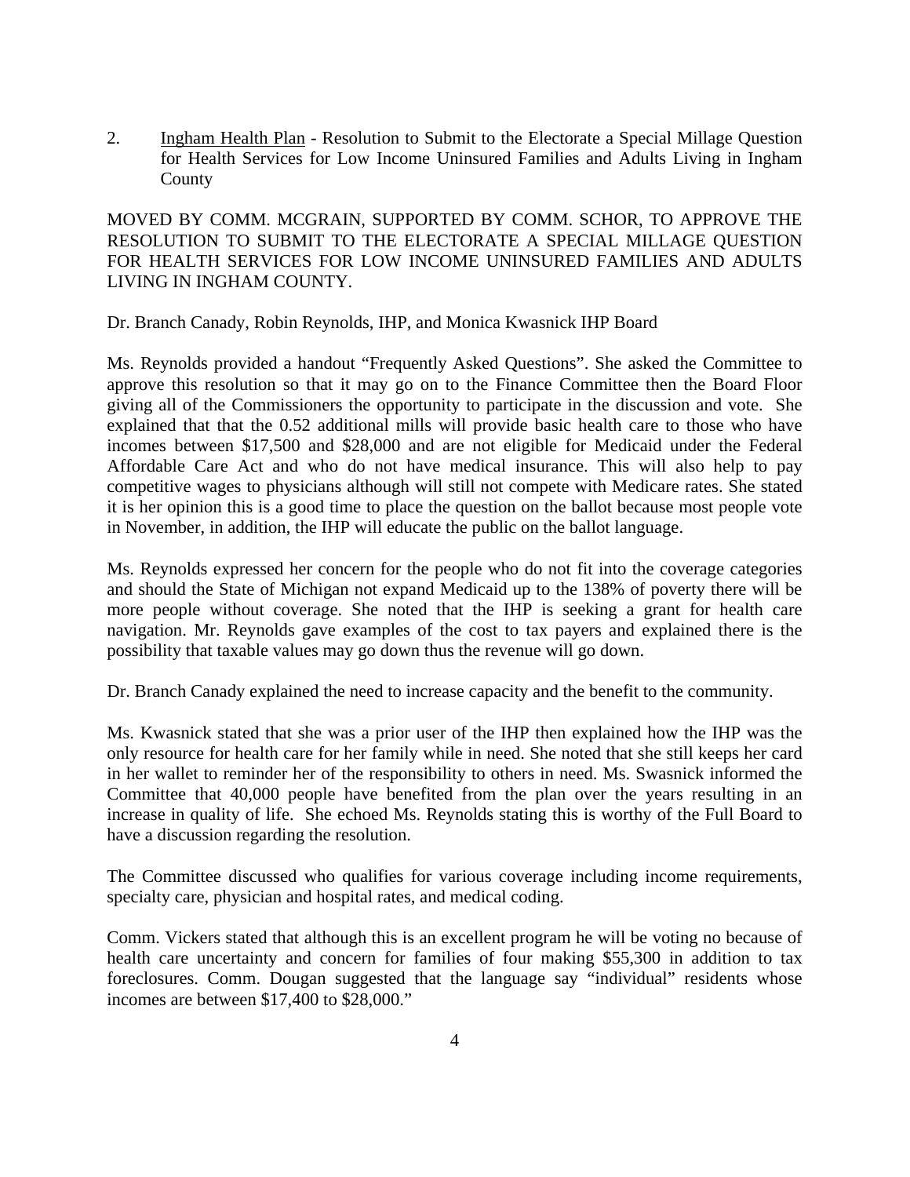2. <u>Ingham Health Plan</u> - Resolution to Submit to the Electorate a Special Millage Question for Health Services for Low Income Uninsured Families and Adults Living in Ingham County

MOVED BY COMM. MCGRAIN, SUPPORTED BY COMM. SCHOR, TO APPROVE THE RESOLUTION TO SUBMIT TO THE ELECTORATE A SPECIAL MILLAGE QUESTION FOR HEALTH SERVICES FOR LOW INCOME UNINSURED FAMILIES AND ADULTS LIVING IN INGHAM COUNTY.

Dr. Branch Canady, Robin Reynolds, IHP, and Monica Kwasnick IHP Board

Ms. Reynolds provided a handout "Frequently Asked Questions". She asked the Committee to approve this resolution so that it may go on to the Finance Committee then the Board Floor giving all of the Commissioners the opportunity to participate in the discussion and vote. She explained that that the 0.52 additional mills will provide basic health care to those who have incomes between $17,500 and $28,000 and are not eligible for Medicaid under the Federal Affordable Care Act and who do not have medical insurance. This will also help to pay competitive wages to physicians although will still not compete with Medicare rates. She stated it is her opinion this is a good time to place the question on the ballot because most people vote in November, in addition, the IHP will educate the public on the ballot language.

Ms. Reynolds expressed her concern for the people who do not fit into the coverage categories and should the State of Michigan not expand Medicaid up to the 138% of poverty there will be more people without coverage. She noted that the IHP is seeking a grant for health care navigation. Mr. Reynolds gave examples of the cost to tax payers and explained there is the possibility that taxable values may go down thus the revenue will go down.

Dr. Branch Canady explained the need to increase capacity and the benefit to the community.

Ms. Kwasnick stated that she was a prior user of the IHP then explained how the IHP was the only resource for health care for her family while in need. She noted that she still keeps her card in her wallet to reminder her of the responsibility to others in need. Ms. Swasnick informed the Committee that 40,000 people have benefited from the plan over the years resulting in an increase in quality of life. She echoed Ms. Reynolds stating this is worthy of the Full Board to have a discussion regarding the resolution.

The Committee discussed who qualifies for various coverage including income requirements, specialty care, physician and hospital rates, and medical coding.

Comm. Vickers stated that although this is an excellent program he will be voting no because of health care uncertainty and concern for families of four making $55,300 in addition to tax foreclosures. Comm. Dougan suggested that the language say "individual" residents whose incomes are between $17,400 to $28,000."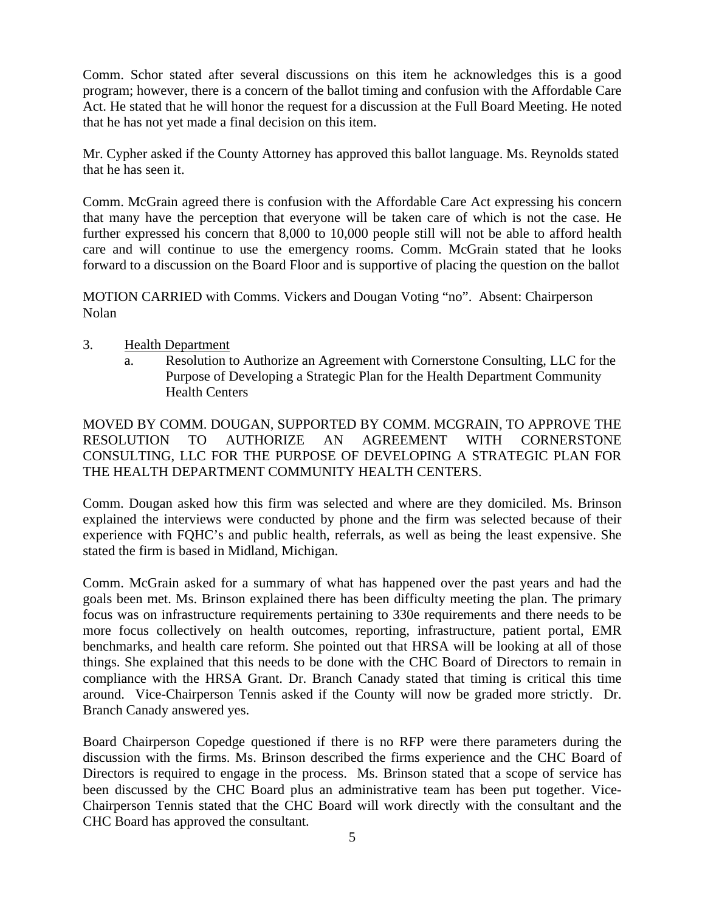Comm. Schor stated after several discussions on this item he acknowledges this is a good program; however, there is a concern of the ballot timing and confusion with the Affordable Care Act. He stated that he will honor the request for a discussion at the Full Board Meeting. He noted that he has not yet made a final decision on this item.

Mr. Cypher asked if the County Attorney has approved this ballot language. Ms. Reynolds stated that he has seen it.

Comm. McGrain agreed there is confusion with the Affordable Care Act expressing his concern that many have the perception that everyone will be taken care of which is not the case. He further expressed his concern that 8,000 to 10,000 people still will not be able to afford health care and will continue to use the emergency rooms. Comm. McGrain stated that he looks forward to a discussion on the Board Floor and is supportive of placing the question on the ballot

MOTION CARRIED with Comms. Vickers and Dougan Voting "no". Absent: Chairperson Nolan

3. Health Department
   a. Resolution to Authorize an Agreement with Cornerstone Consulting, LLC for the Purpose of Developing a Strategic Plan for the Health Department Community Health Centers

MOVED BY COMM. DOUGAN, SUPPORTED BY COMM. MCGRAIN, TO APPROVE THE RESOLUTION TO AUTHORIZE AN AGREEMENT WITH CORNERSTONE CONSULTING, LLC FOR THE PURPOSE OF DEVELOPING A STRATEGIC PLAN FOR THE HEALTH DEPARTMENT COMMUNITY HEALTH CENTERS.

Comm. Dougan asked how this firm was selected and where are they domiciled. Ms. Brinson explained the interviews were conducted by phone and the firm was selected because of their experience with FQHC's and public health, referrals, as well as being the least expensive. She stated the firm is based in Midland, Michigan.

Comm. McGrain asked for a summary of what has happened over the past years and had the goals been met. Ms. Brinson explained there has been difficulty meeting the plan. The primary focus was on infrastructure requirements pertaining to 330e requirements and there needs to be more focus collectively on health outcomes, reporting, infrastructure, patient portal, EMR benchmarks, and health care reform. She pointed out that HRSA will be looking at all of those things. She explained that this needs to be done with the CHC Board of Directors to remain in compliance with the HRSA Grant. Dr. Branch Canady stated that timing is critical this time around. Vice-Chairperson Tennis asked if the County will now be graded more strictly. Dr. Branch Canady answered yes.

Board Chairperson Copedge questioned if there is no RFP were there parameters during the discussion with the firms. Ms. Brinson described the firms experience and the CHC Board of Directors is required to engage in the process. Ms. Brinson stated that a scope of service has been discussed by the CHC Board plus an administrative team has been put together. Vice-Chairperson Tennis stated that the CHC Board will work directly with the consultant and the CHC Board has approved the consultant.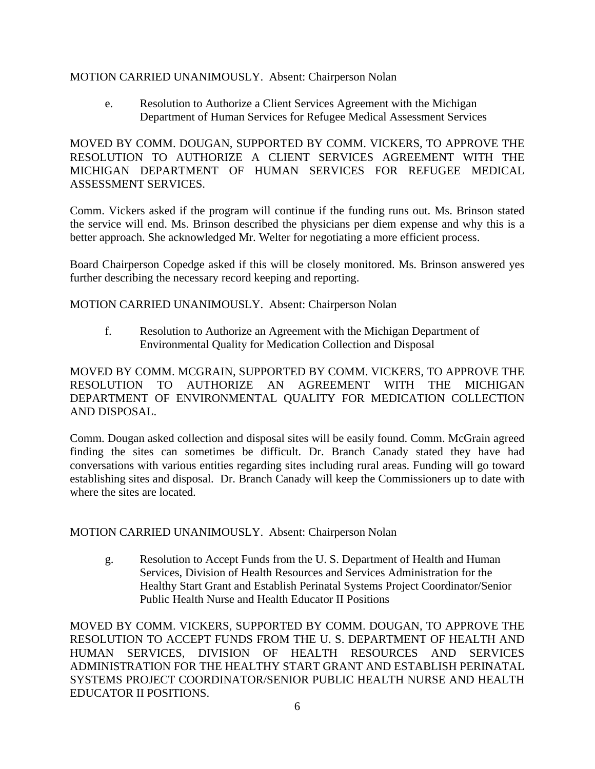MOTION CARRIED UNANIMOUSLY. Absent: Chairperson Nolan

e. Resolution to Authorize a Client Services Agreement with the Michigan Department of Human Services for Refugee Medical Assessment Services

MOVED BY COMM. DOUGAN, SUPPORTED BY COMM. VICKERS, TO APPROVE THE RESOLUTION TO AUTHORIZE A CLIENT SERVICES AGREEMENT WITH THE MICHIGAN DEPARTMENT OF HUMAN SERVICES FOR REFUGEE MEDICAL ASSESSMENT SERVICES.

Comm. Vickers asked if the program will continue if the funding runs out. Ms. Brinson stated the service will end. Ms. Brinson described the physicians per diem expense and why this is a better approach. She acknowledged Mr. Welter for negotiating a more efficient process.

Board Chairperson Copedge asked if this will be closely monitored. Ms. Brinson answered yes further describing the necessary record keeping and reporting.

MOTION CARRIED UNANIMOUSLY. Absent: Chairperson Nolan

f. Resolution to Authorize an Agreement with the Michigan Department of Environmental Quality for Medication Collection and Disposal

MOVED BY COMM. MCGRAIN, SUPPORTED BY COMM. VICKERS, TO APPROVE THE RESOLUTION TO AUTHORIZE AN AGREEMENT WITH THE MICHIGAN DEPARTMENT OF ENVIRONMENTAL QUALITY FOR MEDICATION COLLECTION AND DISPOSAL.

Comm. Dougan asked collection and disposal sites will be easily found. Comm. McGrain agreed finding the sites can sometimes be difficult. Dr. Branch Canady stated they have had conversations with various entities regarding sites including rural areas. Funding will go toward establishing sites and disposal. Dr. Branch Canady will keep the Commissioners up to date with where the sites are located.

MOTION CARRIED UNANIMOUSLY. Absent: Chairperson Nolan

g. Resolution to Accept Funds from the U. S. Department of Health and Human Services, Division of Health Resources and Services Administration for the Healthy Start Grant and Establish Perinatal Systems Project Coordinator/Senior Public Health Nurse and Health Educator II Positions

MOVED BY COMM. VICKERS, SUPPORTED BY COMM. DOUGAN, TO APPROVE THE RESOLUTION TO ACCEPT FUNDS FROM THE U. S. DEPARTMENT OF HEALTH AND HUMAN SERVICES, DIVISION OF HEALTH RESOURCES AND SERVICES ADMINISTRATION FOR THE HEALTHY START GRANT AND ESTABLISH PERINATAL SYSTEMS PROJECT COORDINATOR/SENIOR PUBLIC HEALTH NURSE AND HEALTH EDUCATOR II POSITIONS.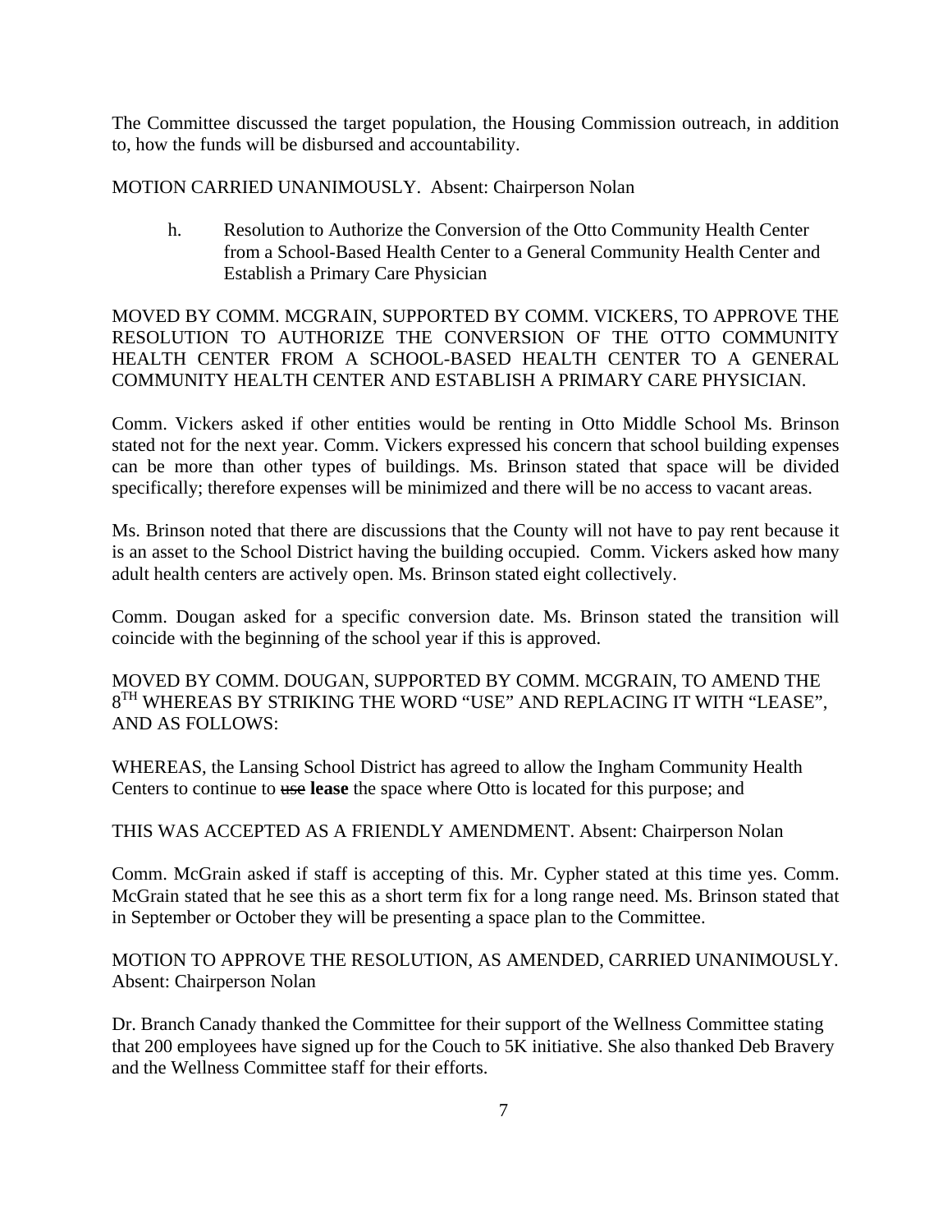The Committee discussed the target population, the Housing Commission outreach, in addition to, how the funds will be disbursed and accountability.

MOTION CARRIED UNANIMOUSLY. Absent: Chairperson Nolan

h. Resolution to Authorize the Conversion of the Otto Community Health Center from a School-Based Health Center to a General Community Health Center and Establish a Primary Care Physician

MOVED BY COMM. MCGRAIN, SUPPORTED BY COMM. VICKERS, TO APPROVE THE RESOLUTION TO AUTHORIZE THE CONVERSION OF THE OTTO COMMUNITY HEALTH CENTER FROM A SCHOOL-BASED HEALTH CENTER TO A GENERAL COMMUNITY HEALTH CENTER AND ESTABLISH A PRIMARY CARE PHYSICIAN.

Comm. Vickers asked if other entities would be renting in Otto Middle School Ms. Brinson stated not for the next year. Comm. Vickers expressed his concern that school building expenses can be more than other types of buildings. Ms. Brinson stated that space will be divided specifically; therefore expenses will be minimized and there will be no access to vacant areas.

Ms. Brinson noted that there are discussions that the County will not have to pay rent because it is an asset to the School District having the building occupied. Comm. Vickers asked how many adult health centers are actively open. Ms. Brinson stated eight collectively.

Comm. Dougan asked for a specific conversion date. Ms. Brinson stated the transition will coincide with the beginning of the school year if this is approved.

MOVED BY COMM. DOUGAN, SUPPORTED BY COMM. MCGRAIN, TO AMEND THE 8TH WHEREAS BY STRIKING THE WORD "USE" AND REPLACING IT WITH "LEASE", AND AS FOLLOWS:

WHEREAS, the Lansing School District has agreed to allow the Ingham Community Health Centers to continue to ~~use~~ **lease** the space where Otto is located for this purpose; and

THIS WAS ACCEPTED AS A FRIENDLY AMENDMENT. Absent: Chairperson Nolan

Comm. McGrain asked if staff is accepting of this. Mr. Cypher stated at this time yes. Comm. McGrain stated that he see this as a short term fix for a long range need. Ms. Brinson stated that in September or October they will be presenting a space plan to the Committee.

MOTION TO APPROVE THE RESOLUTION, AS AMENDED, CARRIED UNANIMOUSLY. Absent: Chairperson Nolan

Dr. Branch Canady thanked the Committee for their support of the Wellness Committee stating that 200 employees have signed up for the Couch to 5K initiative. She also thanked Deb Bravery and the Wellness Committee staff for their efforts.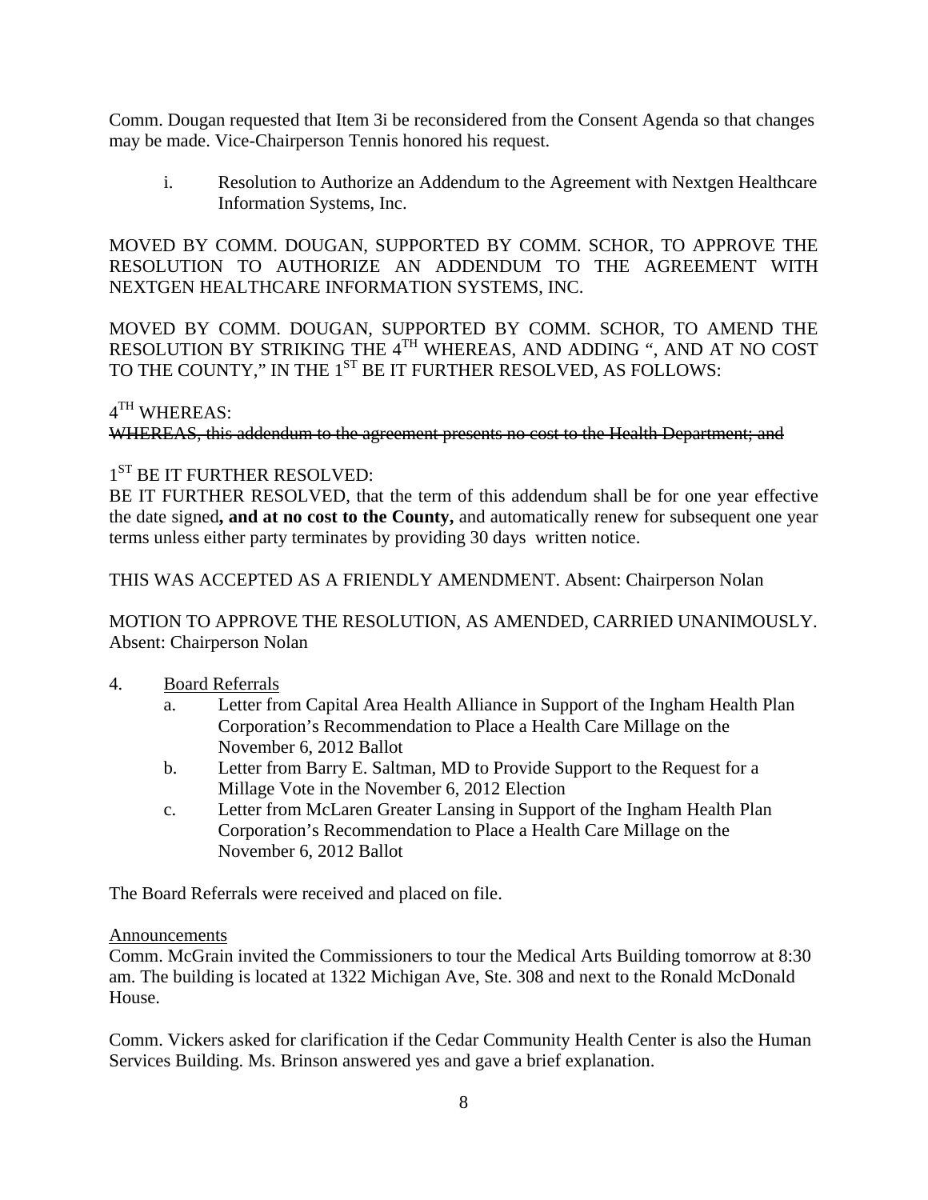Comm. Dougan requested that Item 3i be reconsidered from the Consent Agenda so that changes may be made. Vice-Chairperson Tennis honored his request.

i. Resolution to Authorize an Addendum to the Agreement with Nextgen Healthcare Information Systems, Inc.

MOVED BY COMM. DOUGAN, SUPPORTED BY COMM. SCHOR, TO APPROVE THE RESOLUTION TO AUTHORIZE AN ADDENDUM TO THE AGREEMENT WITH NEXTGEN HEALTHCARE INFORMATION SYSTEMS, INC.

MOVED BY COMM. DOUGAN, SUPPORTED BY COMM. SCHOR, TO AMEND THE RESOLUTION BY STRIKING THE 4TH WHEREAS, AND ADDING ", AND AT NO COST TO THE COUNTY," IN THE 1ST BE IT FURTHER RESOLVED, AS FOLLOWS:

4TH WHEREAS:
~~WHEREAS, this addendum to the agreement presents no cost to the Health Department; and~~

1ST BE IT FURTHER RESOLVED:
BE IT FURTHER RESOLVED, that the term of this addendum shall be for one year effective the date signed**, and at no cost to the County,** and automatically renew for subsequent one year terms unless either party terminates by providing 30 days written notice.

THIS WAS ACCEPTED AS A FRIENDLY AMENDMENT. Absent: Chairperson Nolan

MOTION TO APPROVE THE RESOLUTION, AS AMENDED, CARRIED UNANIMOUSLY. Absent: Chairperson Nolan

4. Board Referrals
   a. Letter from Capital Area Health Alliance in Support of the Ingham Health Plan Corporation's Recommendation to Place a Health Care Millage on the November 6, 2012 Ballot
   b. Letter from Barry E. Saltman, MD to Provide Support to the Request for a Millage Vote in the November 6, 2012 Election
   c. Letter from McLaren Greater Lansing in Support of the Ingham Health Plan Corporation's Recommendation to Place a Health Care Millage on the November 6, 2012 Ballot

The Board Referrals were received and placed on file.

Announcements

Comm. McGrain invited the Commissioners to tour the Medical Arts Building tomorrow at 8:30 am. The building is located at 1322 Michigan Ave, Ste. 308 and next to the Ronald McDonald House.

Comm. Vickers asked for clarification if the Cedar Community Health Center is also the Human Services Building. Ms. Brinson answered yes and gave a brief explanation.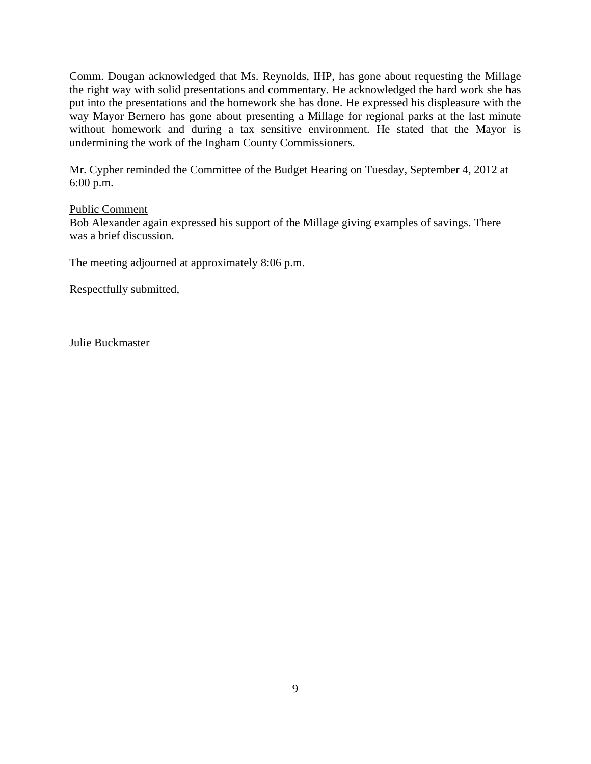Comm. Dougan acknowledged that Ms. Reynolds, IHP, has gone about requesting the Millage the right way with solid presentations and commentary. He acknowledged the hard work she has put into the presentations and the homework she has done. He expressed his displeasure with the way Mayor Bernero has gone about presenting a Millage for regional parks at the last minute without homework and during a tax sensitive environment. He stated that the Mayor is undermining the work of the Ingham County Commissioners.

Mr. Cypher reminded the Committee of the Budget Hearing on Tuesday, September 4, 2012 at 6:00 p.m.

<u>Public Comment</u>
Bob Alexander again expressed his support of the Millage giving examples of savings. There was a brief discussion.

The meeting adjourned at approximately 8:06 p.m.

Respectfully submitted,

Julie Buckmaster